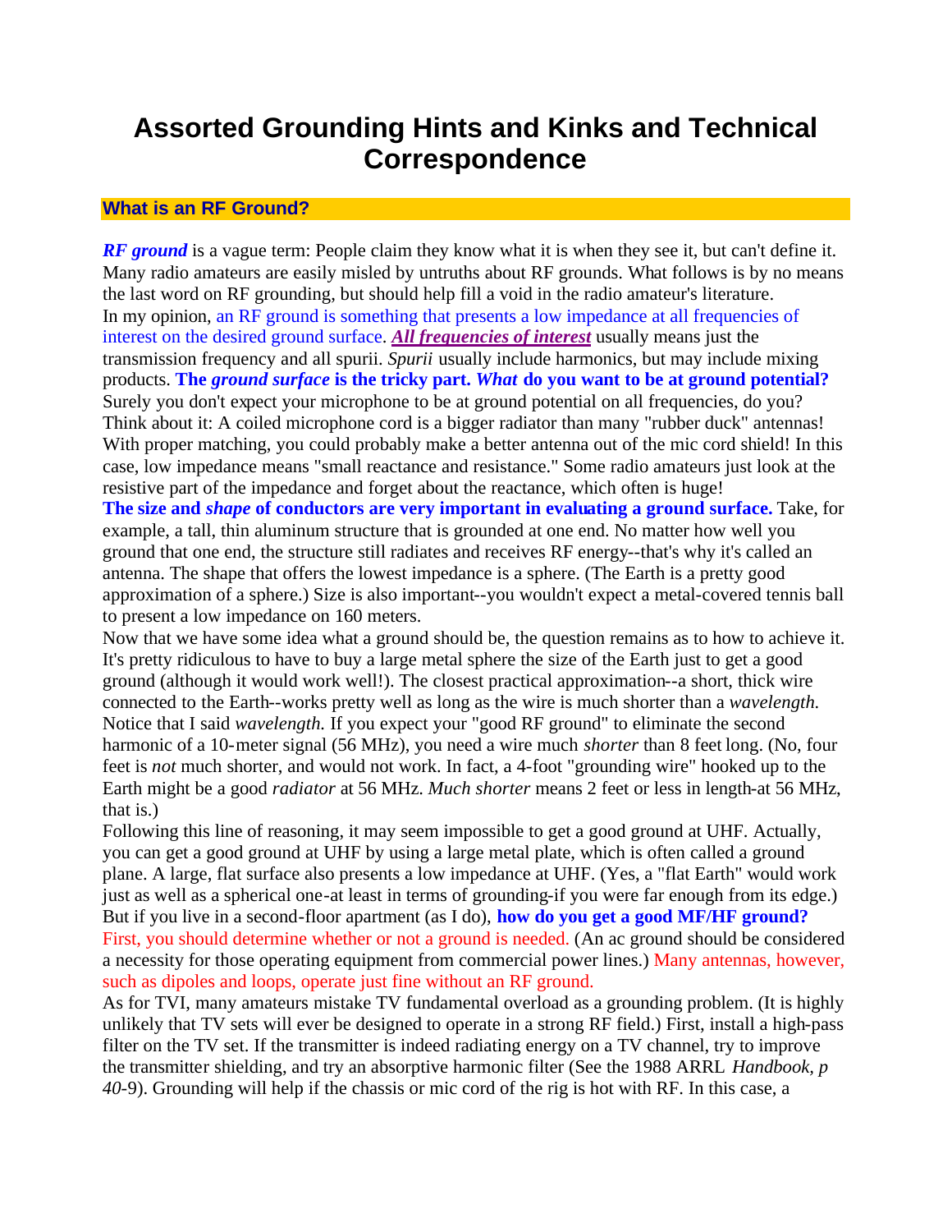# Assorted Grounding Hints and Kinks and Technical Correspondence

## What is an RF Ground?

***RF ground*** is a vague term: People claim they know what it is when they see it, but can't define it. Many radio amateurs are easily misled by untruths about RF grounds. What follows is by no means the last word on RF grounding, but should help fill a void in the radio amateur's literature.

In my opinion, an RF ground is something that presents a low impedance at all frequencies of interest on the desired ground surface. ***All frequencies of interest*** usually means just the transmission frequency and all spurii. *Spurii* usually include harmonics, but may include mixing products. **The *ground surface* is the tricky part. *What* do you want to be at ground potential?** Surely you don't expect your microphone to be at ground potential on all frequencies, do you? Think about it: A coiled microphone cord is a bigger radiator than many "rubber duck" antennas! With proper matching, you could probably make a better antenna out of the mic cord shield! In this case, low impedance means "small reactance and resistance." Some radio amateurs just look at the resistive part of the impedance and forget about the reactance, which often is huge!

**The size and *shape* of conductors are very important in evaluating a ground surface.** Take, for example, a tall, thin aluminum structure that is grounded at one end. No matter how well you ground that one end, the structure still radiates and receives RF energy--that's why it's called an antenna. The shape that offers the lowest impedance is a sphere. (The Earth is a pretty good approximation of a sphere.) Size is also important--you wouldn't expect a metal-covered tennis ball to present a low impedance on 160 meters.

Now that we have some idea what a ground should be, the question remains as to how to achieve it. It's pretty ridiculous to have to buy a large metal sphere the size of the Earth just to get a good ground (although it would work well!). The closest practical approximation--a short, thick wire connected to the Earth--works pretty well as long as the wire is much shorter than a *wavelength.* Notice that I said *wavelength.* If you expect your "good RF ground" to eliminate the second harmonic of a 10-meter signal (56 MHz), you need a wire much *shorter* than 8 feet long. (No, four feet is *not* much shorter, and would not work. In fact, a 4-foot "grounding wire" hooked up to the Earth might be a good *radiator* at 56 MHz. *Much shorter* means 2 feet or less in length-at 56 MHz, that is.)

Following this line of reasoning, it may seem impossible to get a good ground at UHF. Actually, you can get a good ground at UHF by using a large metal plate, which is often called a ground plane. A large, flat surface also presents a low impedance at UHF. (Yes, a "flat Earth" would work just as well as a spherical one-at least in terms of grounding-if you were far enough from its edge.) But if you live in a second-floor apartment (as I do), **how do you get a good MF/HF ground?** First, you should determine whether or not a ground is needed. (An ac ground should be considered a necessity for those operating equipment from commercial power lines.) Many antennas, however, such as dipoles and loops, operate just fine without an RF ground.

As for TVI, many amateurs mistake TV fundamental overload as a grounding problem. (It is highly unlikely that TV sets will ever be designed to operate in a strong RF field.) First, install a high-pass filter on the TV set. If the transmitter is indeed radiating energy on a TV channel, try to improve the transmitter shielding, and try an absorptive harmonic filter (See the 1988 ARRL *Handbook, p 40*-9). Grounding will help if the chassis or mic cord of the rig is hot with RF. In this case, a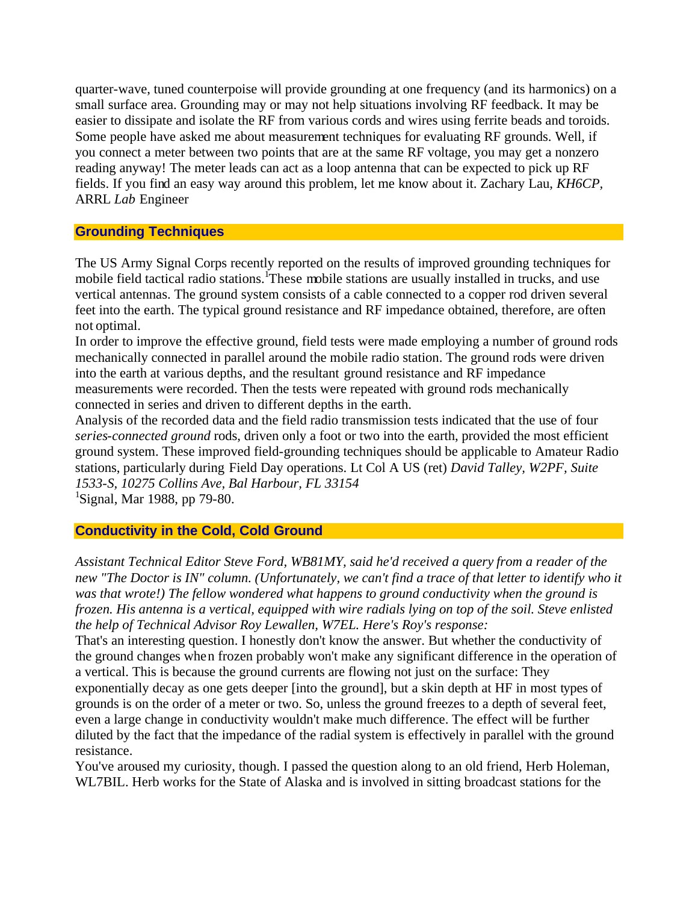quarter-wave, tuned counterpoise will provide grounding at one frequency (and its harmonics) on a small surface area. Grounding may or may not help situations involving RF feedback. It may be easier to dissipate and isolate the RF from various cords and wires using ferrite beads and toroids. Some people have asked me about measurement techniques for evaluating RF grounds. Well, if you connect a meter between two points that are at the same RF voltage, you may get a nonzero reading anyway! The meter leads can act as a loop antenna that can be expected to pick up RF fields. If you find an easy way around this problem, let me know about it. Zachary Lau, *KH6CP*, ARRL *Lab* Engineer

## Grounding Techniques

The US Army Signal Corps recently reported on the results of improved grounding techniques for mobile field tactical radio stations.[1] These mobile stations are usually installed in trucks, and use vertical antennas. The ground system consists of a cable connected to a copper rod driven several feet into the earth. The typical ground resistance and RF impedance obtained, therefore, are often not optimal.

In order to improve the effective ground, field tests were made employing a number of ground rods mechanically connected in parallel around the mobile radio station. The ground rods were driven into the earth at various depths, and the resultant ground resistance and RF impedance measurements were recorded. Then the tests were repeated with ground rods mechanically connected in series and driven to different depths in the earth.

Analysis of the recorded data and the field radio transmission tests indicated that the use of four *series-connected ground* rods, driven only a foot or two into the earth, provided the most efficient ground system. These improved field-grounding techniques should be applicable to Amateur Radio stations, particularly during Field Day operations. Lt Col A US (ret) *David Talley, W2PF, Suite 1533-S, 10275 Collins Ave, Bal Harbour, FL 33154*

[1]Signal, Mar 1988, pp 79-80.

## Conductivity in the Cold, Cold Ground

*Assistant Technical Editor Steve Ford, WB8IMY, said he'd received a query from a reader of the new "The Doctor is IN" column. (Unfortunately, we can't find a trace of that letter to identify who it was that wrote!) The fellow wondered what happens to ground conductivity when the ground is frozen. His antenna is a vertical, equipped with wire radials lying on top of the soil. Steve enlisted the help of Technical Advisor Roy Lewallen, W7EL. Here's Roy's response:*

That's an interesting question. I honestly don't know the answer. But whether the conductivity of the ground changes when frozen probably won't make any significant difference in the operation of a vertical. This is because the ground currents are flowing not just on the surface: They exponentially decay as one gets deeper [into the ground], but a skin depth at HF in most types of grounds is on the order of a meter or two. So, unless the ground freezes to a depth of several feet, even a large change in conductivity wouldn't make much difference. The effect will be further diluted by the fact that the impedance of the radial system is effectively in parallel with the ground resistance.

You've aroused my curiosity, though. I passed the question along to an old friend, Herb Holeman, WL7BIL. Herb works for the State of Alaska and is involved in sitting broadcast stations for the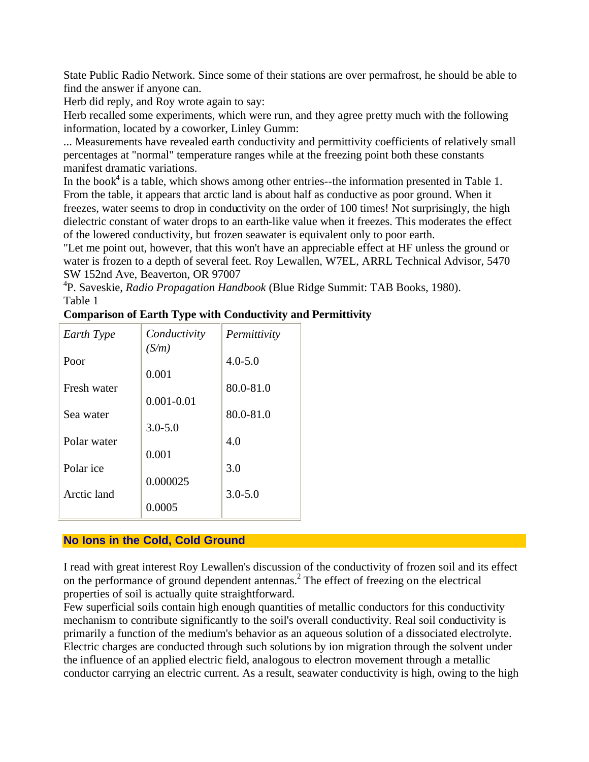State Public Radio Network. Since some of their stations are over permafrost, he should be able to find the answer if anyone can.

Herb did reply, and Roy wrote again to say:

Herb recalled some experiments, which were run, and they agree pretty much with the following information, located by a coworker, Linley Gumm:

... Measurements have revealed earth conductivity and permittivity coefficients of relatively small percentages at "normal" temperature ranges while at the freezing point both these constants manifest dramatic variations.

In the book[4] is a table, which shows among other entries--the information presented in Table 1. From the table, it appears that arctic land is about half as conductive as poor ground. When it freezes, water seems to drop in conductivity on the order of 100 times! Not surprisingly, the high dielectric constant of water drops to an earth-like value when it freezes. This moderates the effect of the lowered conductivity, but frozen seawater is equivalent only to poor earth.

"Let me point out, however, that this won't have an appreciable effect at HF unless the ground or water is frozen to a depth of several feet. Roy Lewallen, W7EL, ARRL Technical Advisor, 5470 SW 152nd Ave, Beaverton, OR 97007

[4]P. Saveskie, *Radio Propagation Handbook* (Blue Ridge Summit: TAB Books, 1980).

Table 1

**Comparison of Earth Type with Conductivity and Permittivity**

| *Earth Type* | *Conductivity (S/m)* | *Permittivity* |
|---|---|---|
| Poor | 0.001 | 4.0-5.0 |
| Fresh water | 0.001-0.01 | 80.0-81.0 |
| Sea water | 3.0-5.0 | 80.0-81.0 |
| Polar water | 0.001 | 4.0 |
| Polar ice | 0.000025 | 3.0 |
| Arctic land | 0.0005 | 3.0-5.0 |

## No Ions in the Cold, Cold Ground

I read with great interest Roy Lewallen's discussion of the conductivity of frozen soil and its effect on the performance of ground dependent antennas.[2] The effect of freezing on the electrical properties of soil is actually quite straightforward.

Few superficial soils contain high enough quantities of metallic conductors for this conductivity mechanism to contribute significantly to the soil's overall conductivity. Real soil conductivity is primarily a function of the medium's behavior as an aqueous solution of a dissociated electrolyte. Electric charges are conducted through such solutions by ion migration through the solvent under the influence of an applied electric field, analogous to electron movement through a metallic conductor carrying an electric current. As a result, seawater conductivity is high, owing to the high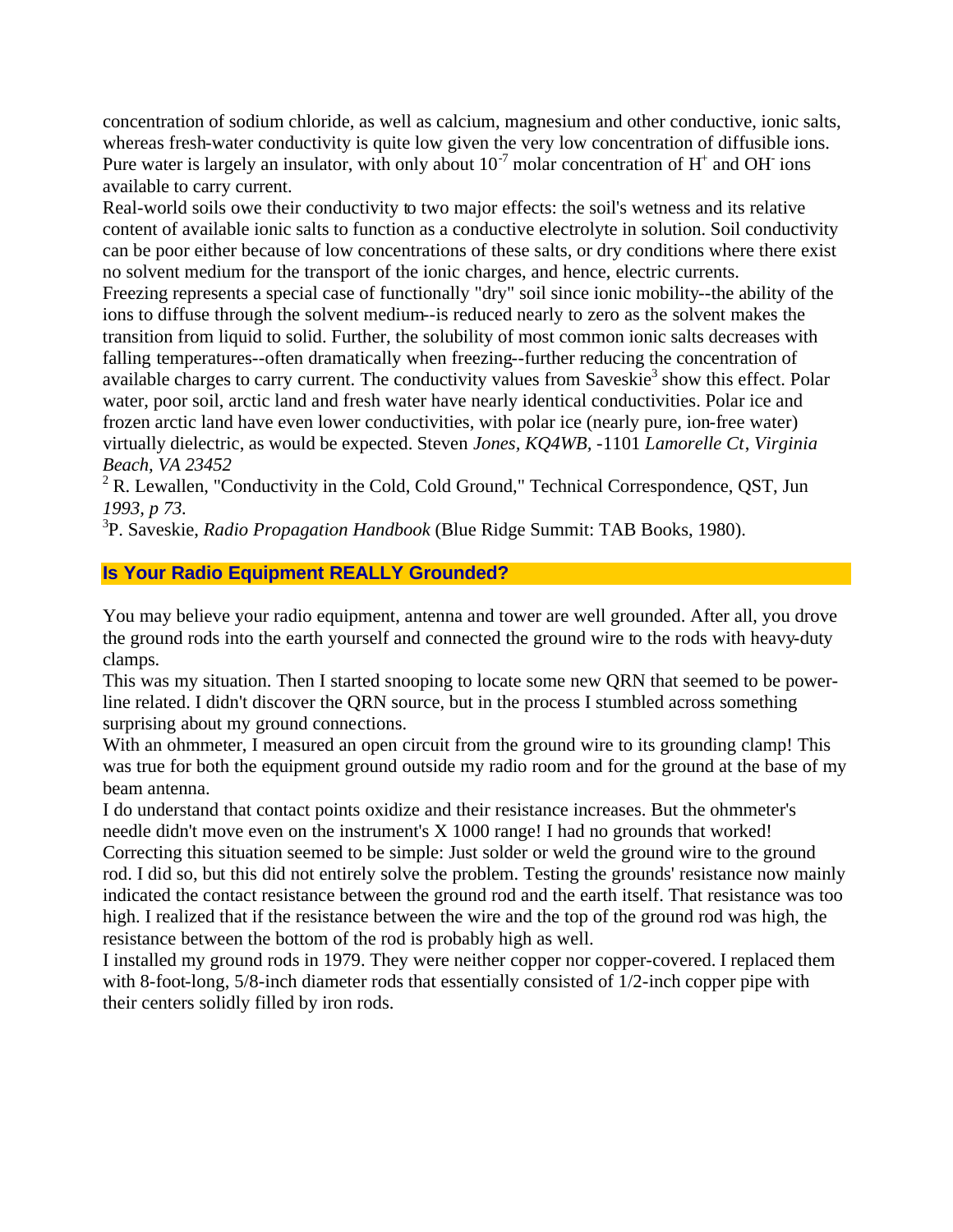concentration of sodium chloride, as well as calcium, magnesium and other conductive, ionic salts, whereas fresh-water conductivity is quite low given the very low concentration of diffusible ions. Pure water is largely an insulator, with only about $10^{-7}$ molar concentration of $H^+$ and $OH^-$ ions available to carry current.

Real-world soils owe their conductivity to two major effects: the soil's wetness and its relative content of available ionic salts to function as a conductive electrolyte in solution. Soil conductivity can be poor either because of low concentrations of these salts, or dry conditions where there exist no solvent medium for the transport of the ionic charges, and hence, electric currents.

Freezing represents a special case of functionally "dry" soil since ionic mobility--the ability of the ions to diffuse through the solvent medium--is reduced nearly to zero as the solvent makes the transition from liquid to solid. Further, the solubility of most common ionic salts decreases with falling temperatures--often dramatically when freezing--further reducing the concentration of available charges to carry current. The conductivity values from Saveskie[3] show this effect. Polar water, poor soil, arctic land and fresh water have nearly identical conductivities. Polar ice and frozen arctic land have even lower conductivities, with polar ice (nearly pure, ion-free water) virtually dielectric, as would be expected. Steven *Jones, KQ4WB*, -1101 *Lamorelle Ct*, *Virginia Beach, VA 23452*

[2] R. Lewallen, "Conductivity in the Cold, Cold Ground," Technical Correspondence, QST, Jun *1993, p 73.*

[3]P. Saveskie, *Radio Propagation Handbook* (Blue Ridge Summit: TAB Books, 1980).

## Is Your Radio Equipment REALLY Grounded?

You may believe your radio equipment, antenna and tower are well grounded. After all, you drove the ground rods into the earth yourself and connected the ground wire to the rods with heavy-duty clamps.

This was my situation. Then I started snooping to locate some new QRN that seemed to be power-line related. I didn't discover the QRN source, but in the process I stumbled across something surprising about my ground connections.

With an ohmmeter, I measured an open circuit from the ground wire to its grounding clamp! This was true for both the equipment ground outside my radio room and for the ground at the base of my beam antenna.

I do understand that contact points oxidize and their resistance increases. But the ohmmeter's needle didn't move even on the instrument's X 1000 range! I had no grounds that worked!

Correcting this situation seemed to be simple: Just solder or weld the ground wire to the ground rod. I did so, but this did not entirely solve the problem. Testing the grounds' resistance now mainly indicated the contact resistance between the ground rod and the earth itself. That resistance was too high. I realized that if the resistance between the wire and the top of the ground rod was high, the resistance between the bottom of the rod is probably high as well.

I installed my ground rods in 1979. They were neither copper nor copper-covered. I replaced them with 8-foot-long, 5/8-inch diameter rods that essentially consisted of 1/2-inch copper pipe with their centers solidly filled by iron rods.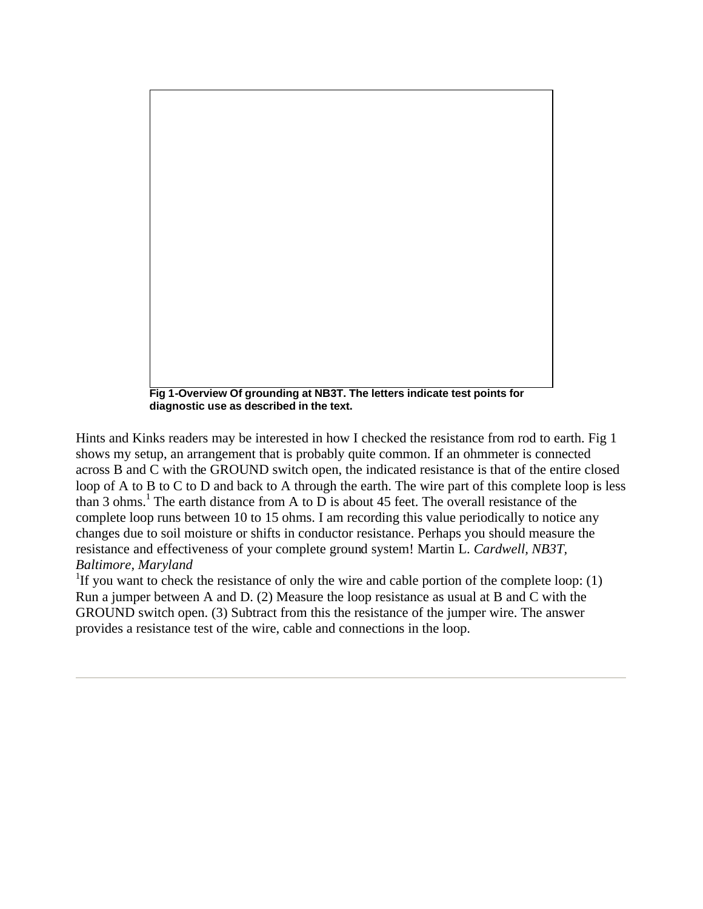**Fig 1-Overview Of grounding at NB3T. The letters indicate test points for diagnostic use as described in the text.**

Hints and Kinks readers may be interested in how I checked the resistance from rod to earth. Fig 1 shows my setup, an arrangement that is probably quite common. If an ohmmeter is connected across B and C with the GROUND switch open, the indicated resistance is that of the entire closed loop of A to B to C to D and back to A through the earth. The wire part of this complete loop is less than 3 ohms.[1] The earth distance from A to D is about 45 feet. The overall resistance of the complete loop runs between 10 to 15 ohms. I am recording this value periodically to notice any changes due to soil moisture or shifts in conductor resistance. Perhaps you should measure the resistance and effectiveness of your complete ground system! Martin L. *Cardwell, NB3T, Baltimore, Maryland*

[1]If you want to check the resistance of only the wire and cable portion of the complete loop: (1) Run a jumper between A and D. (2) Measure the loop resistance as usual at B and C with the GROUND switch open. (3) Subtract from this the resistance of the jumper wire. The answer provides a resistance test of the wire, cable and connections in the loop.